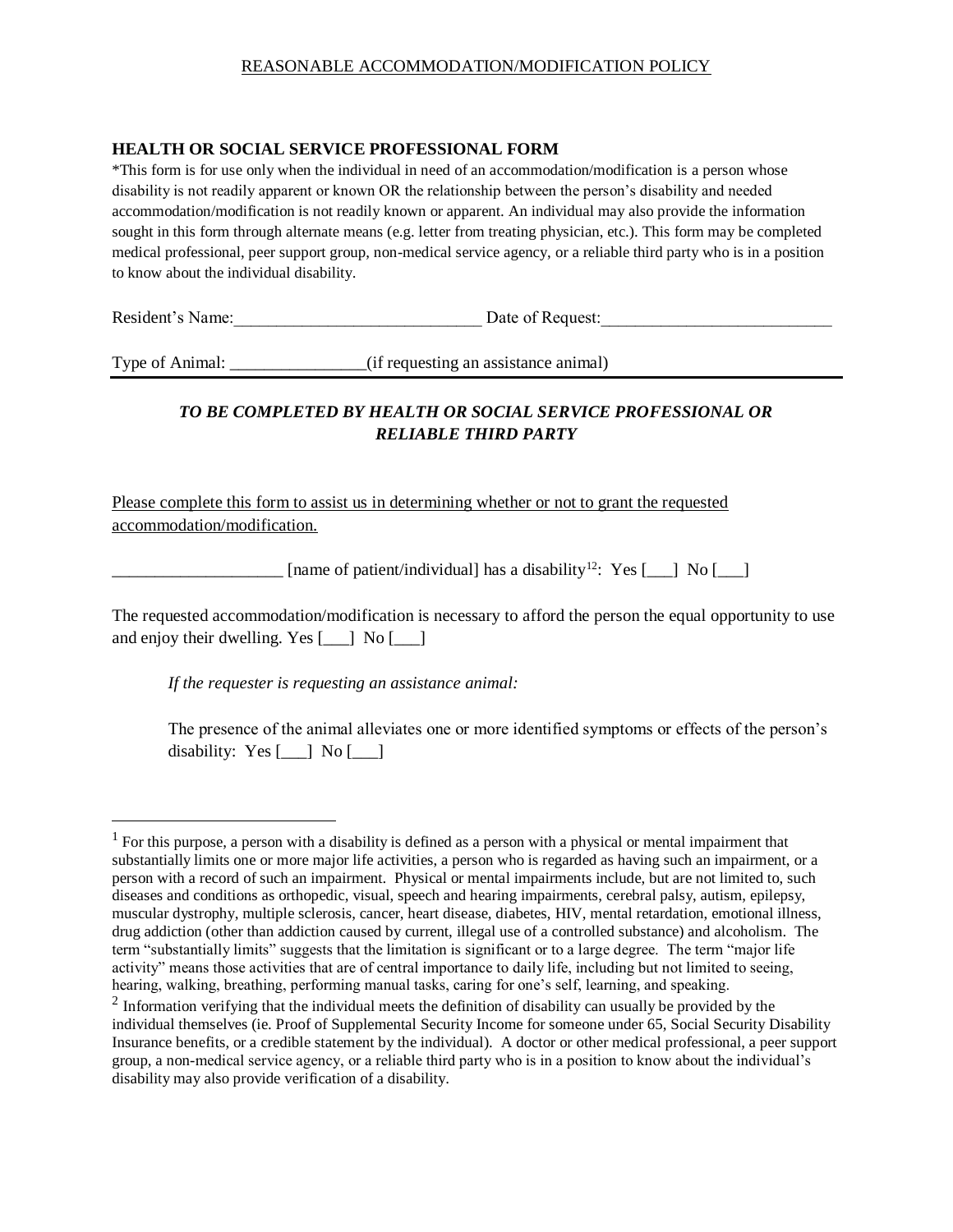REASONABLE ACCOMMODATION/MODIFICATION POLICY

### HEALTH OR SOCIAL SERVICE PROFESSIONAL FORM

*This form is for use only when the individual in need of an accommodation/modification is a person whose disability is not readily apparent or known OR the relationship between the person's disability and needed accommodation/modification is not readily known or apparent. An individual may also provide the information sought in this form through alternate means (e.g. letter from treating physician, etc.). This form may be completed medical professional, peer support group, non-medical service agency, or a reliable third party who is in a position to know about the individual disability.

Resident's Name:_____________________________ Date of Request:___________________________

Type of Animal: ________________(if requesting an assistance animal)

***TO BE COMPLETED BY HEALTH OR SOCIAL SERVICE PROFESSIONAL OR RELIABLE THIRD PARTY***

Please complete this form to assist us in determining whether or not to grant the requested accommodation/modification.

____________________ [name of patient/individual] has a disability[1,2]: Yes [___] No [___]

The requested accommodation/modification is necessary to afford the person the equal opportunity to use and enjoy their dwelling. Yes [___] No [___]

*If the requester is requesting an assistance animal:*

The presence of the animal alleviates one or more identified symptoms or effects of the person's disability: Yes [___] No [___]

---

[1] For this purpose, a person with a disability is defined as a person with a physical or mental impairment that substantially limits one or more major life activities, a person who is regarded as having such an impairment, or a person with a record of such an impairment. Physical or mental impairments include, but are not limited to, such diseases and conditions as orthopedic, visual, speech and hearing impairments, cerebral palsy, autism, epilepsy, muscular dystrophy, multiple sclerosis, cancer, heart disease, diabetes, HIV, mental retardation, emotional illness, drug addiction (other than addiction caused by current, illegal use of a controlled substance) and alcoholism. The term "substantially limits" suggests that the limitation is significant or to a large degree. The term "major life activity" means those activities that are of central importance to daily life, including but not limited to seeing, hearing, walking, breathing, performing manual tasks, caring for one's self, learning, and speaking.

[2] Information verifying that the individual meets the definition of disability can usually be provided by the individual themselves (ie. Proof of Supplemental Security Income for someone under 65, Social Security Disability Insurance benefits, or a credible statement by the individual). A doctor or other medical professional, a peer support group, a non-medical service agency, or a reliable third party who is in a position to know about the individual's disability may also provide verification of a disability.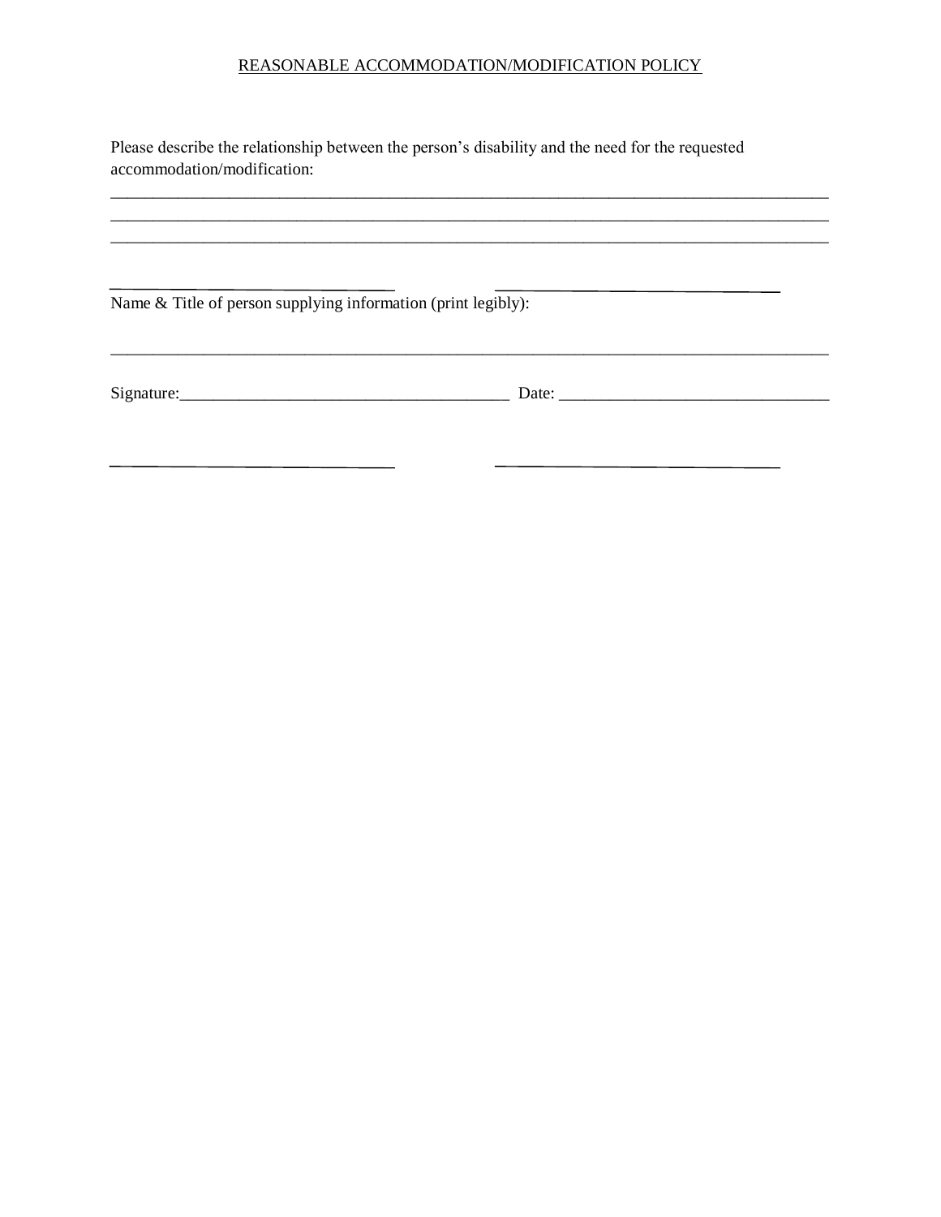REASONABLE ACCOMMODATION/MODIFICATION POLICY

Please describe the relationship between the person's disability and the need for the requested accommodation/modification:

\_\_\_\_\_\_\_\_\_\_\_\_\_\_\_\_\_\_\_\_\_\_\_\_\_\_\_\_\_\_\_\_\_\_\_\_\_\_\_\_\_\_\_\_\_\_\_\_\_\_\_\_\_\_\_\_\_\_\_\_\_\_\_\_\_\_\_\_\_\_\_\_\_\_\_\_\_\_\_\_\_\_\_\_
\_\_\_\_\_\_\_\_\_\_\_\_\_\_\_\_\_\_\_\_\_\_\_\_\_\_\_\_\_\_\_\_\_\_\_\_\_\_\_\_\_\_\_\_\_\_\_\_\_\_\_\_\_\_\_\_\_\_\_\_\_\_\_\_\_\_\_\_\_\_\_\_\_\_\_\_\_\_\_\_\_\_\_\_
\_\_\_\_\_\_\_\_\_\_\_\_\_\_\_\_\_\_\_\_\_\_\_\_\_\_\_\_\_\_\_\_\_\_\_\_\_\_\_\_\_\_\_\_\_\_\_\_\_\_\_\_\_\_\_\_\_\_\_\_\_\_\_\_\_\_\_\_\_\_\_\_\_\_\_\_\_\_\_\_\_\_\_\_

Name & Title of person supplying information (print legibly):

\_\_\_\_\_\_\_\_\_\_\_\_\_\_\_\_\_\_\_\_\_\_\_\_\_\_\_\_\_\_\_\_\_\_\_\_\_\_\_\_\_\_\_\_\_\_\_\_\_\_\_\_\_\_\_\_\_\_\_\_\_\_\_\_\_\_\_\_\_\_\_\_\_\_\_\_\_\_\_\_\_\_\_\_

Signature:\_\_\_\_\_\_\_\_\_\_\_\_\_\_\_\_\_\_\_\_\_\_\_\_\_\_\_\_\_\_\_\_\_\_\_\_\_\_\_ Date: \_\_\_\_\_\_\_\_\_\_\_\_\_\_\_\_\_\_\_\_\_\_\_\_\_\_\_\_\_\_\_\_